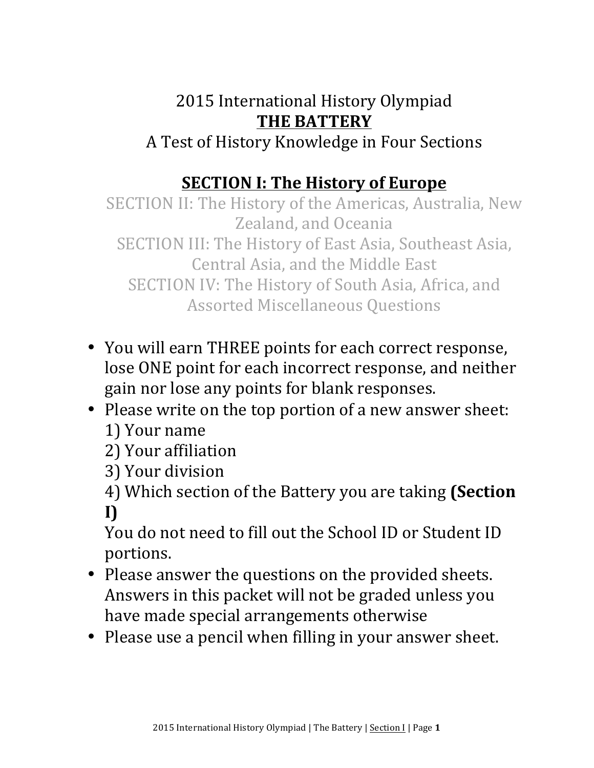# 2015 International History Olympiad

## THE BATTERY

A Test of History Knowledge in Four Sections

## SECTION I: The History of Europe

SECTION II: The History of the Americas, Australia, New Zealand, and Oceania

SECTION III: The History of East Asia, Southeast Asia, Central Asia, and the Middle East

SECTION IV: The History of South Asia, Africa, and Assorted Miscellaneous Questions

- You will earn THREE points for each correct response, lose ONE point for each incorrect response, and neither gain nor lose any points for blank responses.
- Please write on the top portion of a new answer sheet:
  1) Your name
  2) Your affiliation
  3) Your division
  4) Which section of the Battery you are taking **(Section I)**

  You do not need to fill out the School ID or Student ID portions.
- Please answer the questions on the provided sheets. Answers in this packet will not be graded unless you have made special arrangements otherwise
- Please use a pencil when filling in your answer sheet.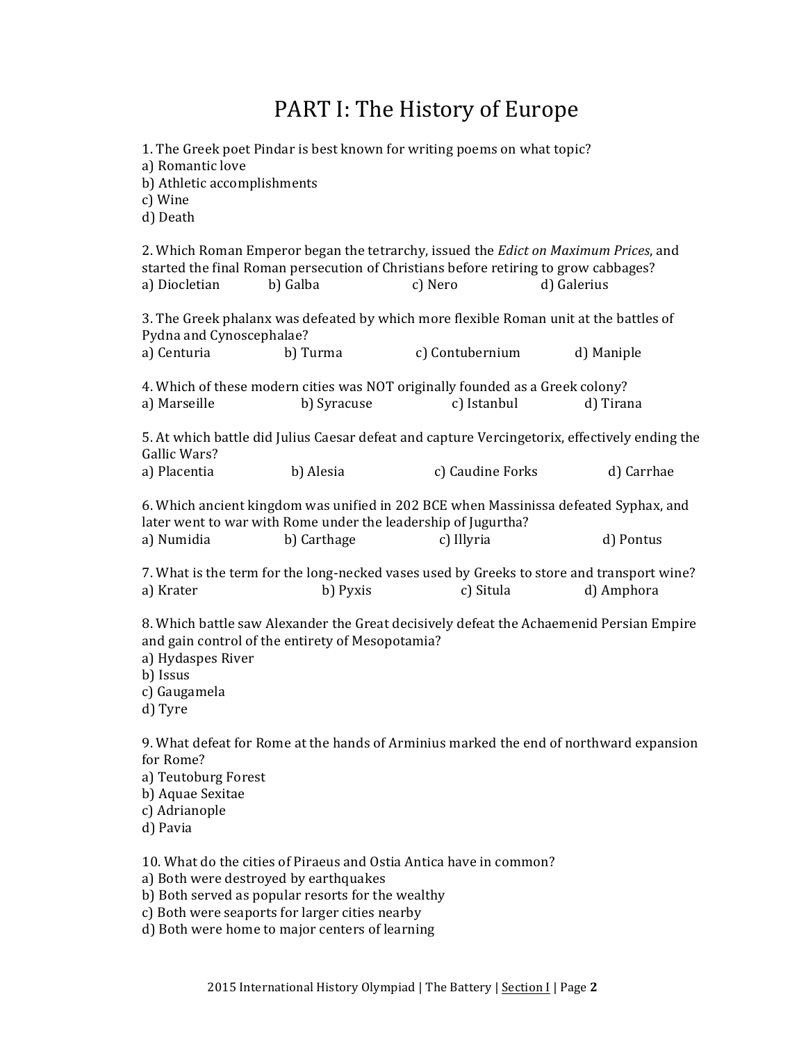# PART I: The History of Europe

1. The Greek poet Pindar is best known for writing poems on what topic?
a) Romantic love
b) Athletic accomplishments
c) Wine
d) Death

2. Which Roman Emperor began the tetrarchy, issued the *Edict on Maximum Prices*, and started the final Roman persecution of Christians before retiring to grow cabbages?
a) Diocletian b) Galba c) Nero d) Galerius

3. The Greek phalanx was defeated by which more flexible Roman unit at the battles of Pydna and Cynoscephalae?
a) Centuria b) Turma c) Contubernium d) Maniple

4. Which of these modern cities was NOT originally founded as a Greek colony?
a) Marseille b) Syracuse c) Istanbul d) Tirana

5. At which battle did Julius Caesar defeat and capture Vercingetorix, effectively ending the Gallic Wars?
a) Placentia b) Alesia c) Caudine Forks d) Carrhae

6. Which ancient kingdom was unified in 202 BCE when Massinissa defeated Syphax, and later went to war with Rome under the leadership of Jugurtha?
a) Numidia b) Carthage c) Illyria d) Pontus

7. What is the term for the long-necked vases used by Greeks to store and transport wine?
a) Krater b) Pyxis c) Situla d) Amphora

8. Which battle saw Alexander the Great decisively defeat the Achaemenid Persian Empire and gain control of the entirety of Mesopotamia?
a) Hydaspes River
b) Issus
c) Gaugamela
d) Tyre

9. What defeat for Rome at the hands of Arminius marked the end of northward expansion for Rome?
a) Teutoburg Forest
b) Aquae Sexitae
c) Adrianople
d) Pavia

10. What do the cities of Piraeus and Ostia Antica have in common?
a) Both were destroyed by earthquakes
b) Both served as popular resorts for the wealthy
c) Both were seaports for larger cities nearby
d) Both were home to major centers of learning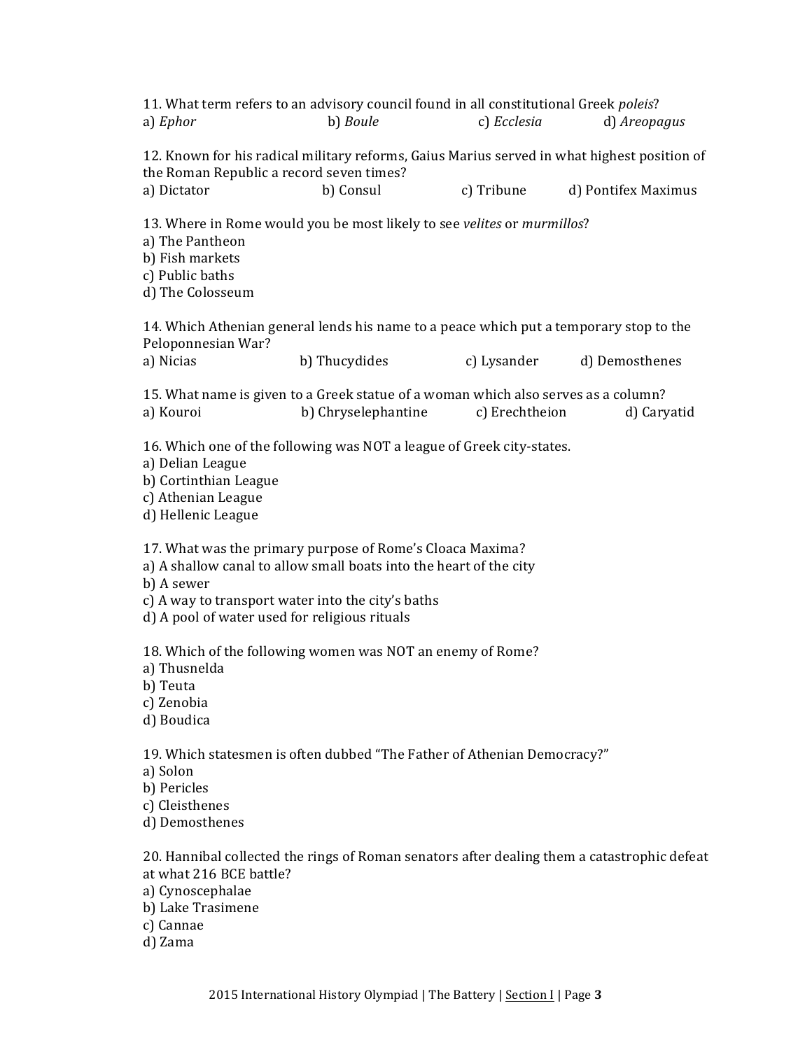11. What term refers to an advisory council found in all constitutional Greek *poleis*?
a) *Ephor* b) *Boule* c) *Ecclesia* d) *Areopagus*

12. Known for his radical military reforms, Gaius Marius served in what highest position of the Roman Republic a record seven times?
a) Dictator b) Consul c) Tribune d) Pontifex Maximus

13. Where in Rome would you be most likely to see *velites* or *murmillos*?
a) The Pantheon
b) Fish markets
c) Public baths
d) The Colosseum

14. Which Athenian general lends his name to a peace which put a temporary stop to the Peloponnesian War?
a) Nicias b) Thucydides c) Lysander d) Demosthenes

15. What name is given to a Greek statue of a woman which also serves as a column?
a) Kouroi b) Chryselephantine c) Erechtheion d) Caryatid

16. Which one of the following was NOT a league of Greek city-states.
a) Delian League
b) Cortinthian League
c) Athenian League
d) Hellenic League

17. What was the primary purpose of Rome's Cloaca Maxima?
a) A shallow canal to allow small boats into the heart of the city
b) A sewer
c) A way to transport water into the city's baths
d) A pool of water used for religious rituals

18. Which of the following women was NOT an enemy of Rome?
a) Thusnelda
b) Teuta
c) Zenobia
d) Boudica

19. Which statesmen is often dubbed "The Father of Athenian Democracy?"
a) Solon
b) Pericles
c) Cleisthenes
d) Demosthenes

20. Hannibal collected the rings of Roman senators after dealing them a catastrophic defeat at what 216 BCE battle?
a) Cynoscephalae
b) Lake Trasimene
c) Cannae
d) Zama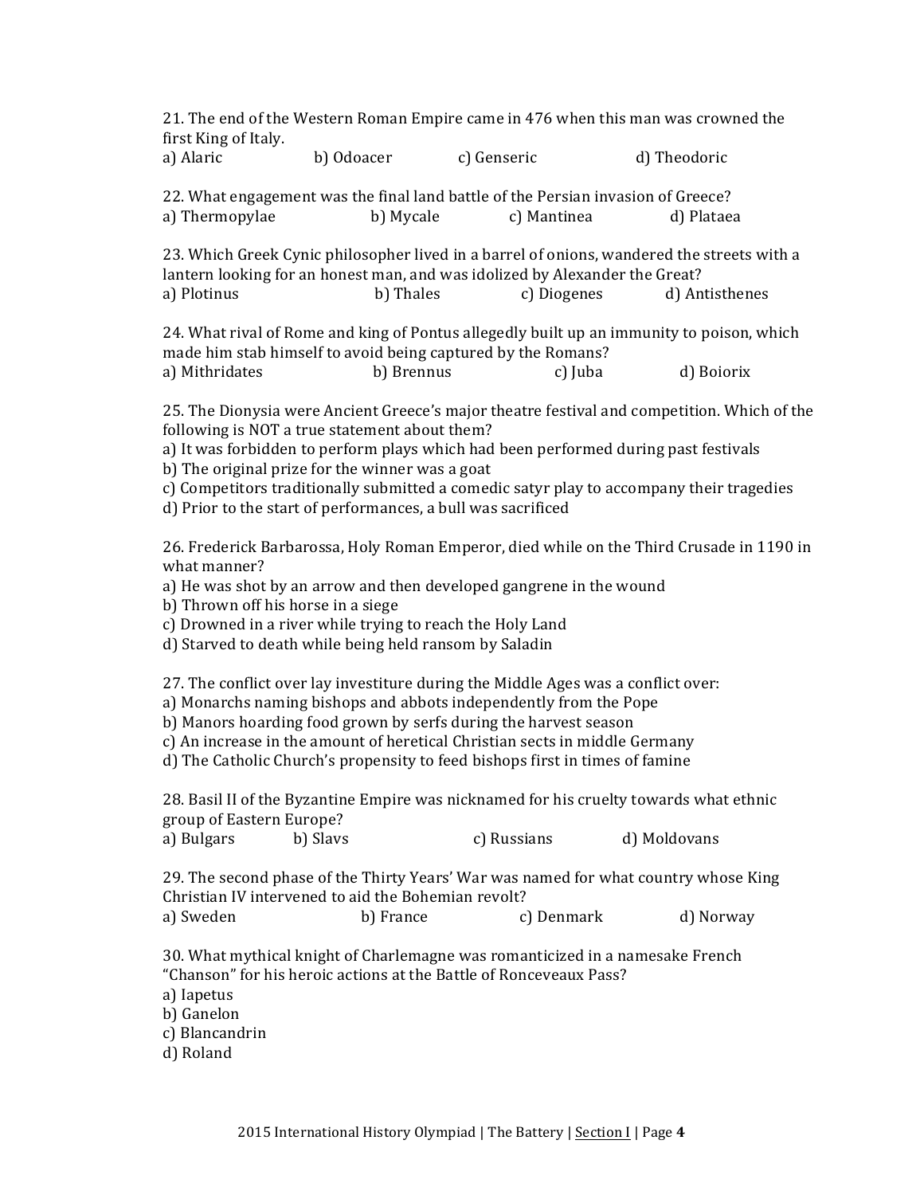21. The end of the Western Roman Empire came in 476 when this man was crowned the first King of Italy.
a) Alaric b) Odoacer c) Genseric d) Theodoric

22. What engagement was the final land battle of the Persian invasion of Greece?
a) Thermopylae b) Mycale c) Mantinea d) Plataea

23. Which Greek Cynic philosopher lived in a barrel of onions, wandered the streets with a lantern looking for an honest man, and was idolized by Alexander the Great?
a) Plotinus b) Thales c) Diogenes d) Antisthenes

24. What rival of Rome and king of Pontus allegedly built up an immunity to poison, which made him stab himself to avoid being captured by the Romans?
a) Mithridates b) Brennus c) Juba d) Boiorix

25. The Dionysia were Ancient Greece's major theatre festival and competition. Which of the following is NOT a true statement about them?
a) It was forbidden to perform plays which had been performed during past festivals
b) The original prize for the winner was a goat
c) Competitors traditionally submitted a comedic satyr play to accompany their tragedies
d) Prior to the start of performances, a bull was sacrificed

26. Frederick Barbarossa, Holy Roman Emperor, died while on the Third Crusade in 1190 in what manner?
a) He was shot by an arrow and then developed gangrene in the wound
b) Thrown off his horse in a siege
c) Drowned in a river while trying to reach the Holy Land
d) Starved to death while being held ransom by Saladin

27. The conflict over lay investiture during the Middle Ages was a conflict over:
a) Monarchs naming bishops and abbots independently from the Pope
b) Manors hoarding food grown by serfs during the harvest season
c) An increase in the amount of heretical Christian sects in middle Germany
d) The Catholic Church's propensity to feed bishops first in times of famine

28. Basil II of the Byzantine Empire was nicknamed for his cruelty towards what ethnic group of Eastern Europe?
a) Bulgars b) Slavs c) Russians d) Moldovans

29. The second phase of the Thirty Years' War was named for what country whose King Christian IV intervened to aid the Bohemian revolt?
a) Sweden b) France c) Denmark d) Norway

30. What mythical knight of Charlemagne was romanticized in a namesake French "Chanson" for his heroic actions at the Battle of Ronceveaux Pass?
a) Iapetus
b) Ganelon
c) Blancandrin
d) Roland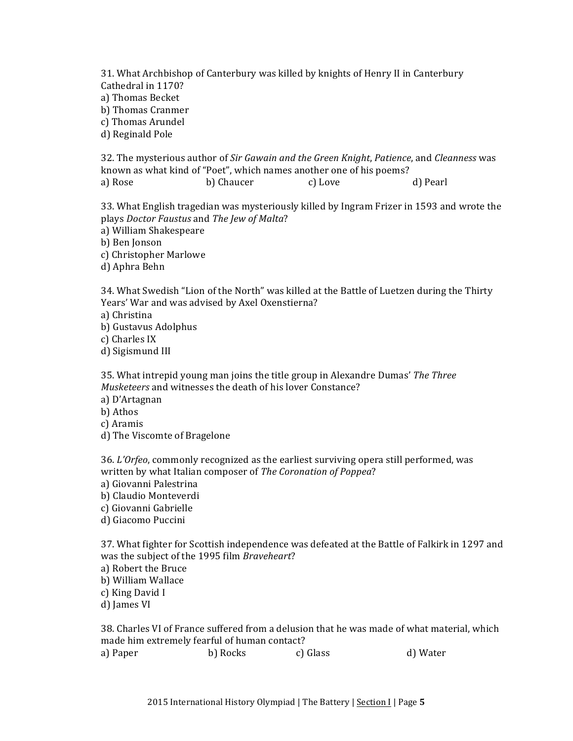31. What Archbishop of Canterbury was killed by knights of Henry II in Canterbury Cathedral in 1170?
a) Thomas Becket
b) Thomas Cranmer
c) Thomas Arundel
d) Reginald Pole

32. The mysterious author of *Sir Gawain and the Green Knight*, *Patience*, and *Cleanness* was known as what kind of "Poet", which names another one of his poems?
a) Rose b) Chaucer c) Love d) Pearl

33. What English tragedian was mysteriously killed by Ingram Frizer in 1593 and wrote the plays *Doctor Faustus* and *The Jew of Malta*?
a) William Shakespeare
b) Ben Jonson
c) Christopher Marlowe
d) Aphra Behn

34. What Swedish "Lion of the North" was killed at the Battle of Luetzen during the Thirty Years' War and was advised by Axel Oxenstierna?
a) Christina
b) Gustavus Adolphus
c) Charles IX
d) Sigismund III

35. What intrepid young man joins the title group in Alexandre Dumas' *The Three Musketeers* and witnesses the death of his lover Constance?
a) D'Artagnan
b) Athos
c) Aramis
d) The Viscomte of Bragelone

36. *L'Orfeo*, commonly recognized as the earliest surviving opera still performed, was written by what Italian composer of *The Coronation of Poppea*?
a) Giovanni Palestrina
b) Claudio Monteverdi
c) Giovanni Gabrielle
d) Giacomo Puccini

37. What fighter for Scottish independence was defeated at the Battle of Falkirk in 1297 and was the subject of the 1995 film *Braveheart*?
a) Robert the Bruce
b) William Wallace
c) King David I
d) James VI

38. Charles VI of France suffered from a delusion that he was made of what material, which made him extremely fearful of human contact?
a) Paper b) Rocks c) Glass d) Water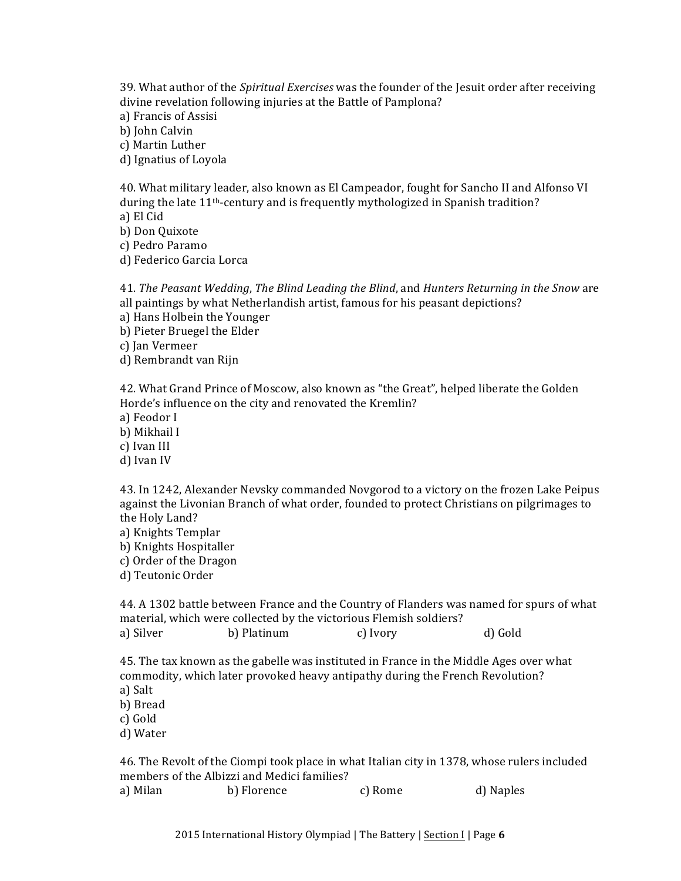39. What author of the *Spiritual Exercises* was the founder of the Jesuit order after receiving divine revelation following injuries at the Battle of Pamplona?
a) Francis of Assisi
b) John Calvin
c) Martin Luther
d) Ignatius of Loyola

40. What military leader, also known as El Campeador, fought for Sancho II and Alfonso VI during the late 11th-century and is frequently mythologized in Spanish tradition?
a) El Cid
b) Don Quixote
c) Pedro Paramo
d) Federico Garcia Lorca

41. *The Peasant Wedding*, *The Blind Leading the Blind*, and *Hunters Returning in the Snow* are all paintings by what Netherlandish artist, famous for his peasant depictions?
a) Hans Holbein the Younger
b) Pieter Bruegel the Elder
c) Jan Vermeer
d) Rembrandt van Rijn

42. What Grand Prince of Moscow, also known as "the Great", helped liberate the Golden Horde's influence on the city and renovated the Kremlin?
a) Feodor I
b) Mikhail I
c) Ivan III
d) Ivan IV

43. In 1242, Alexander Nevsky commanded Novgorod to a victory on the frozen Lake Peipus against the Livonian Branch of what order, founded to protect Christians on pilgrimages to the Holy Land?
a) Knights Templar
b) Knights Hospitaller
c) Order of the Dragon
d) Teutonic Order

44. A 1302 battle between France and the Country of Flanders was named for spurs of what material, which were collected by the victorious Flemish soldiers?
a) Silver b) Platinum c) Ivory d) Gold

45. The tax known as the gabelle was instituted in France in the Middle Ages over what commodity, which later provoked heavy antipathy during the French Revolution?
a) Salt
b) Bread
c) Gold
d) Water

46. The Revolt of the Ciompi took place in what Italian city in 1378, whose rulers included members of the Albizzi and Medici families?
a) Milan b) Florence c) Rome d) Naples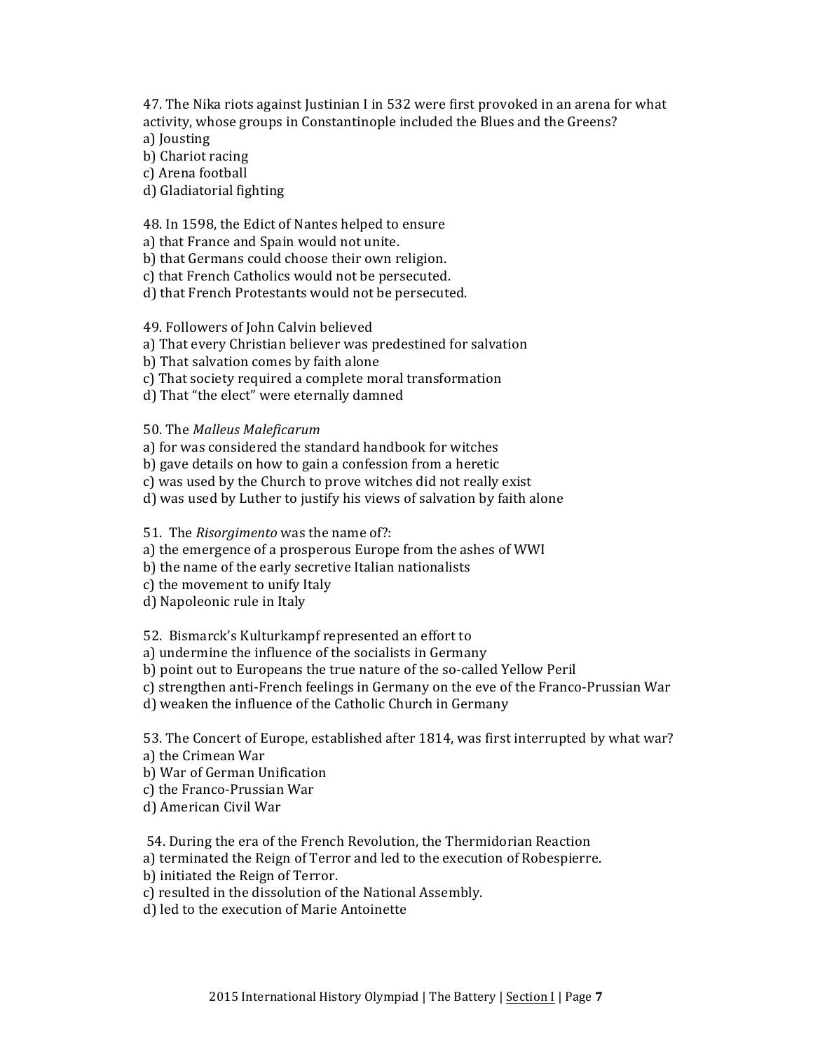47. The Nika riots against Justinian I in 532 were first provoked in an arena for what activity, whose groups in Constantinople included the Blues and the Greens?
a) Jousting
b) Chariot racing
c) Arena football
d) Gladiatorial fighting

48. In 1598, the Edict of Nantes helped to ensure
a) that France and Spain would not unite.
b) that Germans could choose their own religion.
c) that French Catholics would not be persecuted.
d) that French Protestants would not be persecuted.

49. Followers of John Calvin believed
a) That every Christian believer was predestined for salvation
b) That salvation comes by faith alone
c) That society required a complete moral transformation
d) That "the elect" were eternally damned

50. The *Malleus Maleficarum*
a) for was considered the standard handbook for witches
b) gave details on how to gain a confession from a heretic
c) was used by the Church to prove witches did not really exist
d) was used by Luther to justify his views of salvation by faith alone

51. The *Risorgimento* was the name of?:
a) the emergence of a prosperous Europe from the ashes of WWI
b) the name of the early secretive Italian nationalists
c) the movement to unify Italy
d) Napoleonic rule in Italy

52. Bismarck's Kulturkampf represented an effort to
a) undermine the influence of the socialists in Germany
b) point out to Europeans the true nature of the so-called Yellow Peril
c) strengthen anti-French feelings in Germany on the eve of the Franco-Prussian War
d) weaken the influence of the Catholic Church in Germany

53. The Concert of Europe, established after 1814, was first interrupted by what war?
a) the Crimean War
b) War of German Unification
c) the Franco-Prussian War
d) American Civil War

54. During the era of the French Revolution, the Thermidorian Reaction
a) terminated the Reign of Terror and led to the execution of Robespierre.
b) initiated the Reign of Terror.
c) resulted in the dissolution of the National Assembly.
d) led to the execution of Marie Antoinette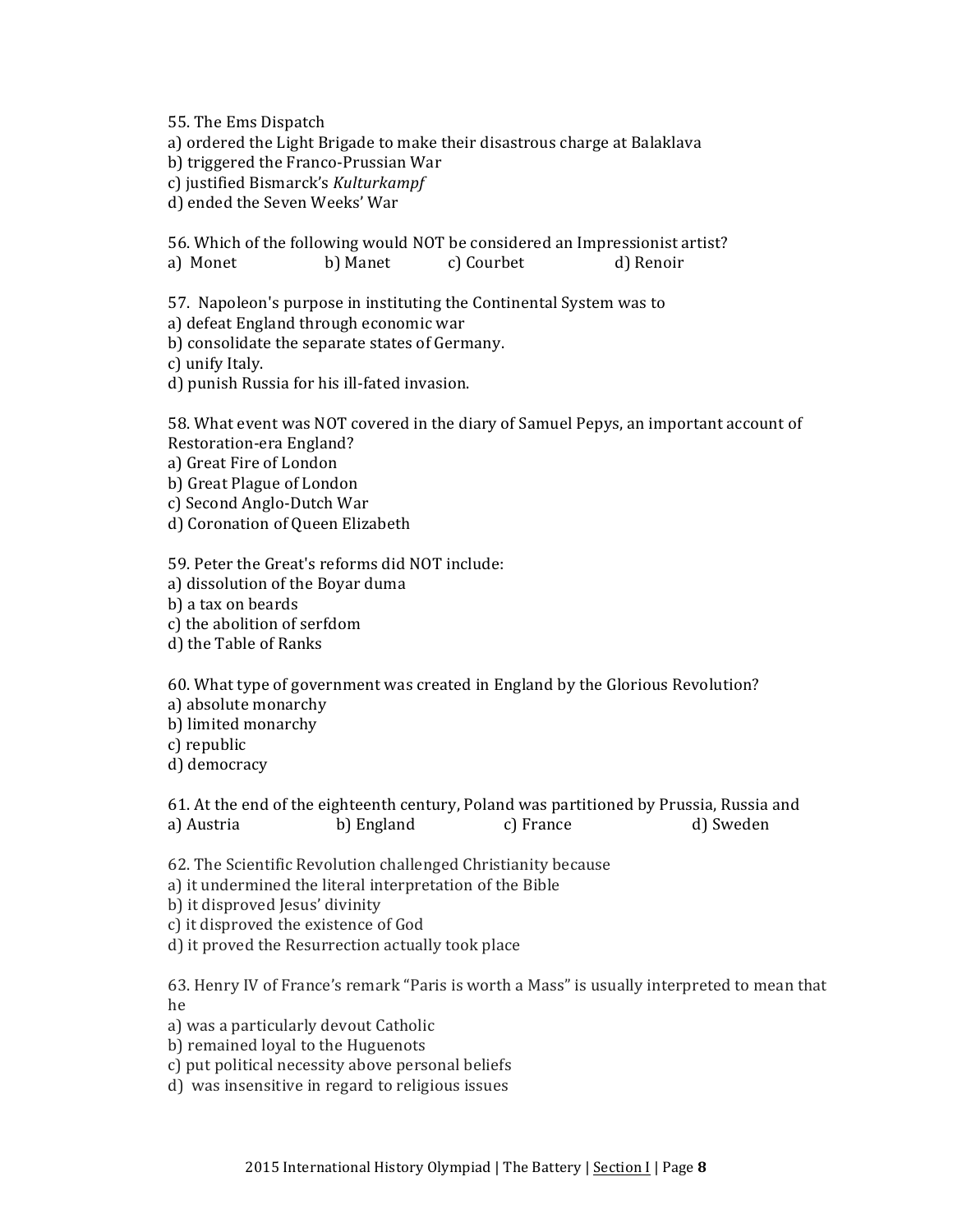55. The Ems Dispatch
a) ordered the Light Brigade to make their disastrous charge at Balaklava
b) triggered the Franco-Prussian War
c) justified Bismarck's *Kulturkampf*
d) ended the Seven Weeks' War

56. Which of the following would NOT be considered an Impressionist artist?
a) Monet b) Manet c) Courbet d) Renoir

57. Napoleon's purpose in instituting the Continental System was to
a) defeat England through economic war
b) consolidate the separate states of Germany.
c) unify Italy.
d) punish Russia for his ill-fated invasion.

58. What event was NOT covered in the diary of Samuel Pepys, an important account of Restoration-era England?
a) Great Fire of London
b) Great Plague of London
c) Second Anglo-Dutch War
d) Coronation of Queen Elizabeth

59. Peter the Great's reforms did NOT include:
a) dissolution of the Boyar duma
b) a tax on beards
c) the abolition of serfdom
d) the Table of Ranks

60. What type of government was created in England by the Glorious Revolution?
a) absolute monarchy
b) limited monarchy
c) republic
d) democracy

61. At the end of the eighteenth century, Poland was partitioned by Prussia, Russia and
a) Austria b) England c) France d) Sweden

62. The Scientific Revolution challenged Christianity because
a) it undermined the literal interpretation of the Bible
b) it disproved Jesus' divinity
c) it disproved the existence of God
d) it proved the Resurrection actually took place

63. Henry IV of France's remark "Paris is worth a Mass" is usually interpreted to mean that he
a) was a particularly devout Catholic
b) remained loyal to the Huguenots
c) put political necessity above personal beliefs
d) was insensitive in regard to religious issues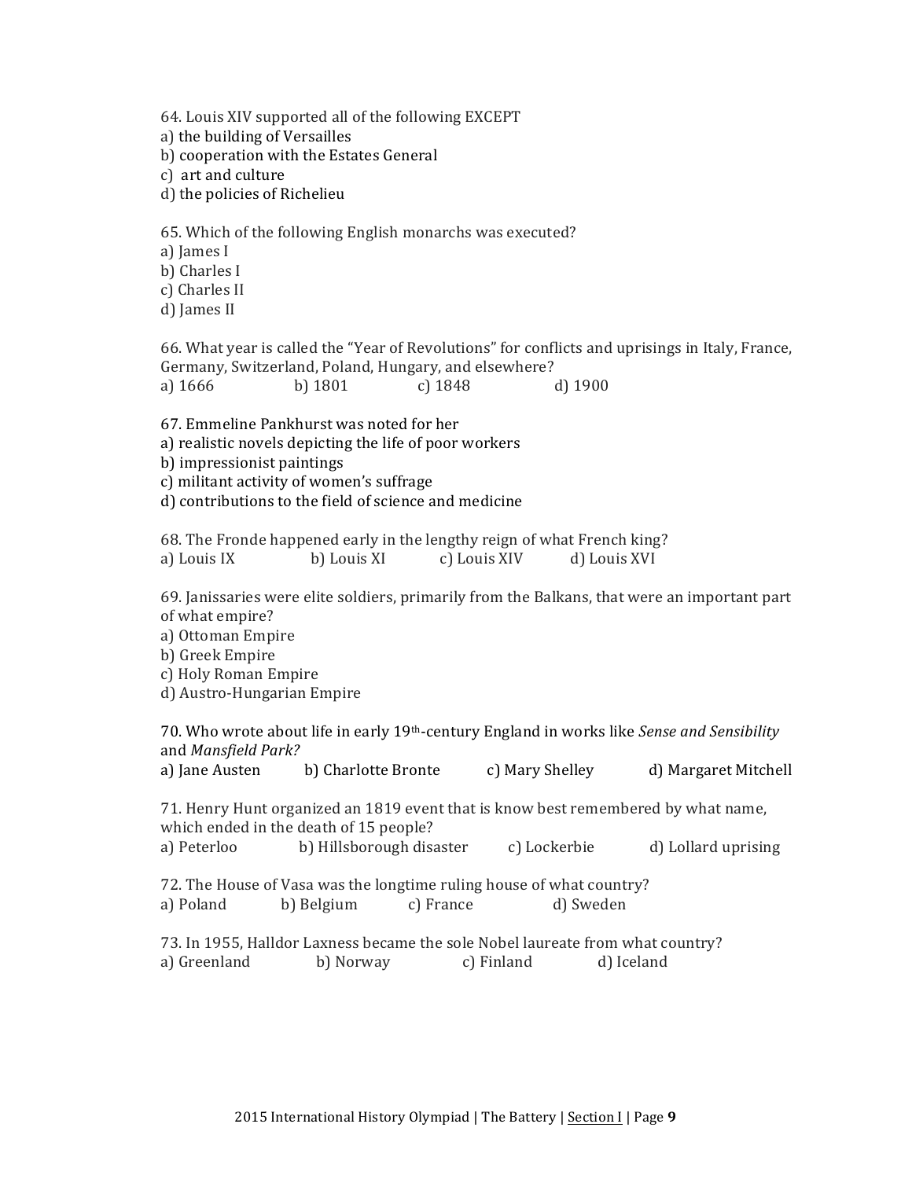64. Louis XIV supported all of the following EXCEPT
a) the building of Versailles
b) cooperation with the Estates General
c) art and culture
d) the policies of Richelieu

65. Which of the following English monarchs was executed?
a) James I
b) Charles I
c) Charles II
d) James II

66. What year is called the "Year of Revolutions" for conflicts and uprisings in Italy, France, Germany, Switzerland, Poland, Hungary, and elsewhere?
a) 1666 b) 1801 c) 1848 d) 1900

67. Emmeline Pankhurst was noted for her
a) realistic novels depicting the life of poor workers
b) impressionist paintings
c) militant activity of women's suffrage
d) contributions to the field of science and medicine

68. The Fronde happened early in the lengthy reign of what French king?
a) Louis IX b) Louis XI c) Louis XIV d) Louis XVI

69. Janissaries were elite soldiers, primarily from the Balkans, that were an important part of what empire?
a) Ottoman Empire
b) Greek Empire
c) Holy Roman Empire
d) Austro-Hungarian Empire

70. Who wrote about life in early 19th-century England in works like *Sense and Sensibility* and *Mansfield Park?*
a) Jane Austen b) Charlotte Bronte c) Mary Shelley d) Margaret Mitchell

71. Henry Hunt organized an 1819 event that is know best remembered by what name, which ended in the death of 15 people?
a) Peterloo b) Hillsborough disaster c) Lockerbie d) Lollard uprising

72. The House of Vasa was the longtime ruling house of what country?
a) Poland b) Belgium c) France d) Sweden

73. In 1955, Halldor Laxness became the sole Nobel laureate from what country?
a) Greenland b) Norway c) Finland d) Iceland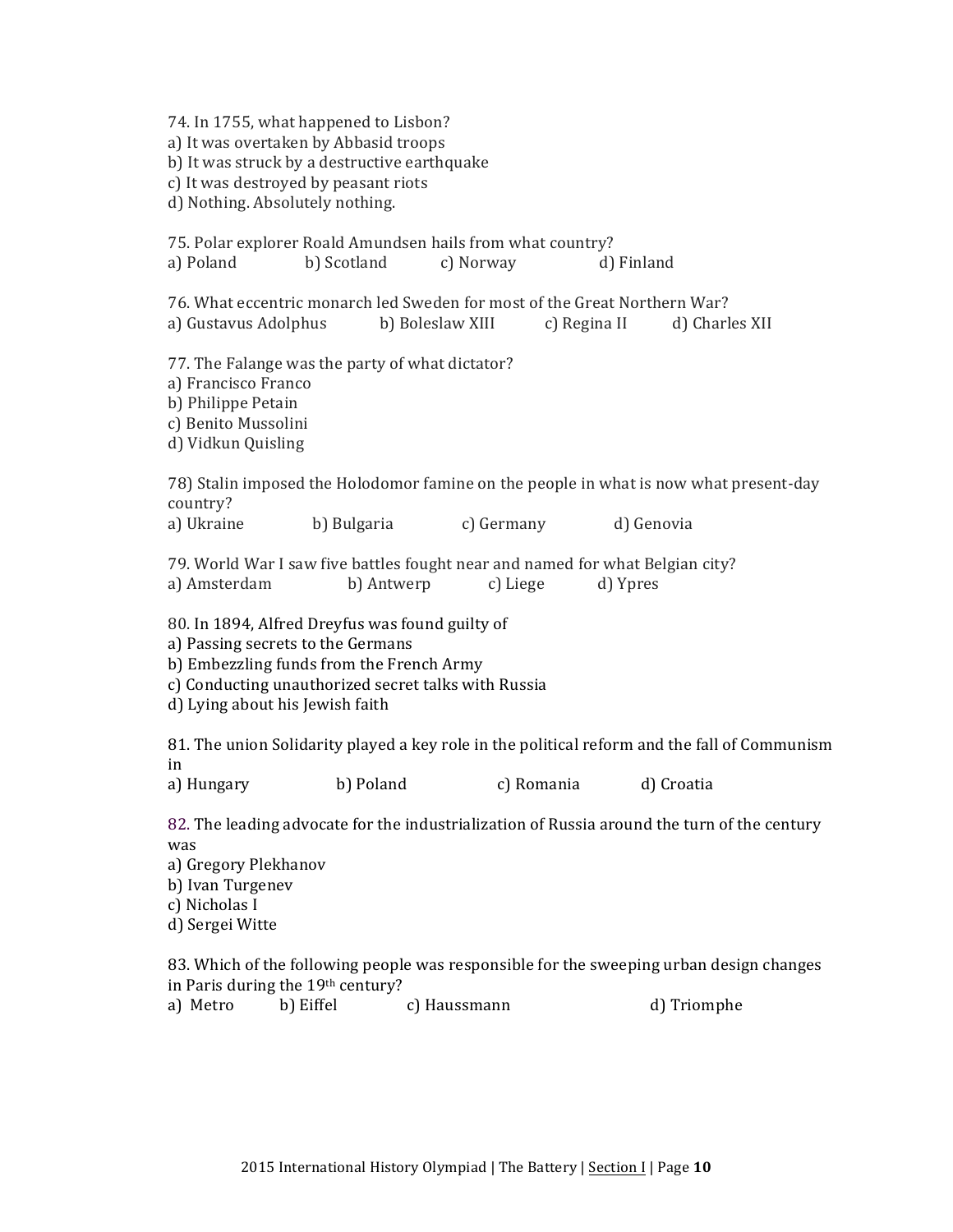74. In 1755, what happened to Lisbon?
a) It was overtaken by Abbasid troops
b) It was struck by a destructive earthquake
c) It was destroyed by peasant riots
d) Nothing. Absolutely nothing.

75. Polar explorer Roald Amundsen hails from what country?
a) Poland b) Scotland c) Norway d) Finland

76. What eccentric monarch led Sweden for most of the Great Northern War?
a) Gustavus Adolphus b) Boleslaw XIII c) Regina II d) Charles XII

77. The Falange was the party of what dictator?
a) Francisco Franco
b) Philippe Petain
c) Benito Mussolini
d) Vidkun Quisling

78) Stalin imposed the Holodomor famine on the people in what is now what present-day country?
a) Ukraine b) Bulgaria c) Germany d) Genovia

79. World War I saw five battles fought near and named for what Belgian city?
a) Amsterdam b) Antwerp c) Liege d) Ypres

80. In 1894, Alfred Dreyfus was found guilty of
a) Passing secrets to the Germans
b) Embezzling funds from the French Army
c) Conducting unauthorized secret talks with Russia
d) Lying about his Jewish faith

81. The union Solidarity played a key role in the political reform and the fall of Communism in
a) Hungary b) Poland c) Romania d) Croatia

82. The leading advocate for the industrialization of Russia around the turn of the century was
a) Gregory Plekhanov
b) Ivan Turgenev
c) Nicholas I
d) Sergei Witte

83. Which of the following people was responsible for the sweeping urban design changes in Paris during the 19th century?
a) Metro b) Eiffel c) Haussmann d) Triomphe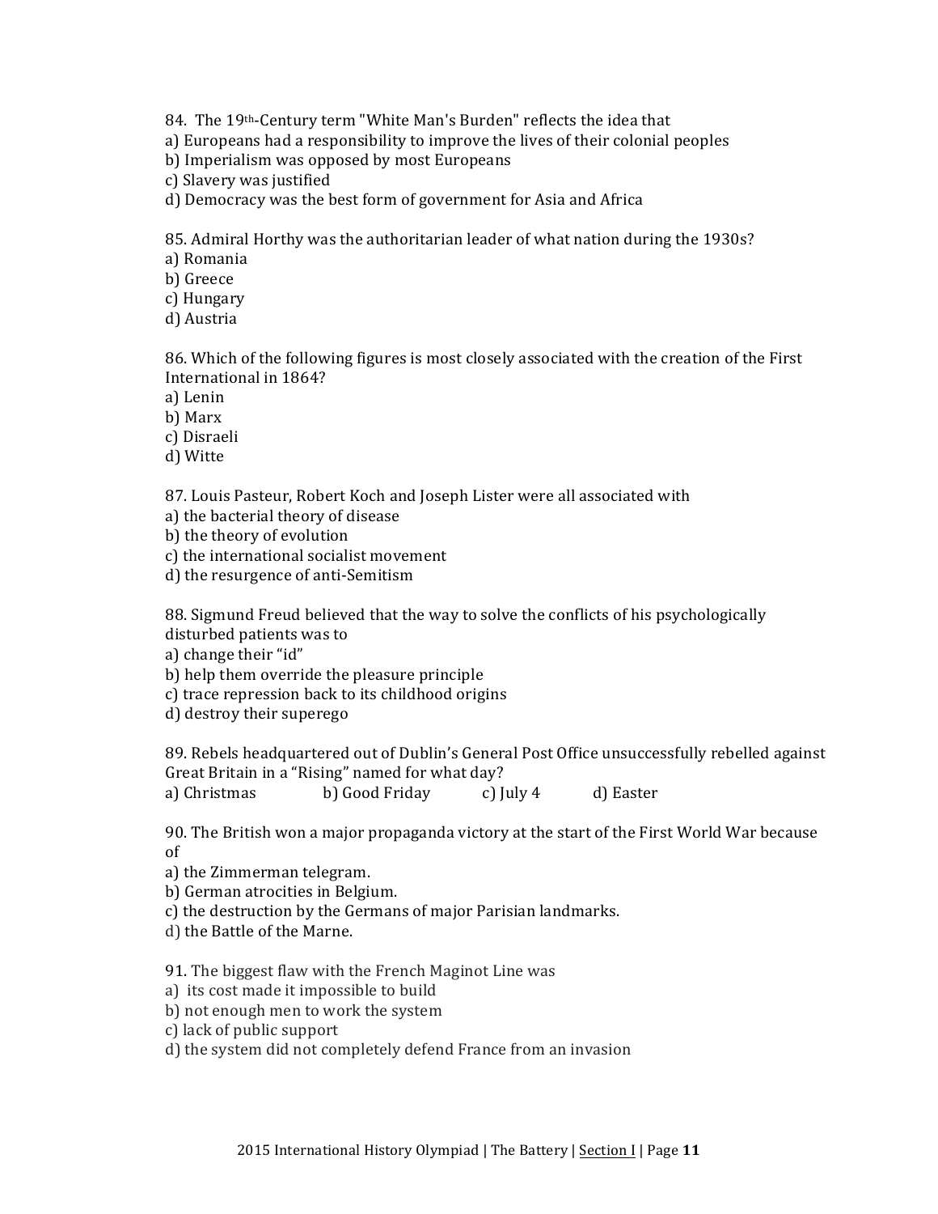84. The 19th-Century term "White Man's Burden" reflects the idea that

a) Europeans had a responsibility to improve the lives of their colonial peoples
b) Imperialism was opposed by most Europeans
c) Slavery was justified
d) Democracy was the best form of government for Asia and Africa

85. Admiral Horthy was the authoritarian leader of what nation during the 1930s?

a) Romania
b) Greece
c) Hungary
d) Austria

86. Which of the following figures is most closely associated with the creation of the First International in 1864?

a) Lenin
b) Marx
c) Disraeli
d) Witte

87. Louis Pasteur, Robert Koch and Joseph Lister were all associated with

a) the bacterial theory of disease
b) the theory of evolution
c) the international socialist movement
d) the resurgence of anti-Semitism

88. Sigmund Freud believed that the way to solve the conflicts of his psychologically disturbed patients was to

a) change their "id"
b) help them override the pleasure principle
c) trace repression back to its childhood origins
d) destroy their superego

89. Rebels headquartered out of Dublin's General Post Office unsuccessfully rebelled against Great Britain in a "Rising" named for what day?

a) Christmas b) Good Friday c) July 4 d) Easter

90. The British won a major propaganda victory at the start of the First World War because of

a) the Zimmerman telegram.
b) German atrocities in Belgium.
c) the destruction by the Germans of major Parisian landmarks.
d) the Battle of the Marne.

91. The biggest flaw with the French Maginot Line was

a) its cost made it impossible to build
b) not enough men to work the system
c) lack of public support
d) the system did not completely defend France from an invasion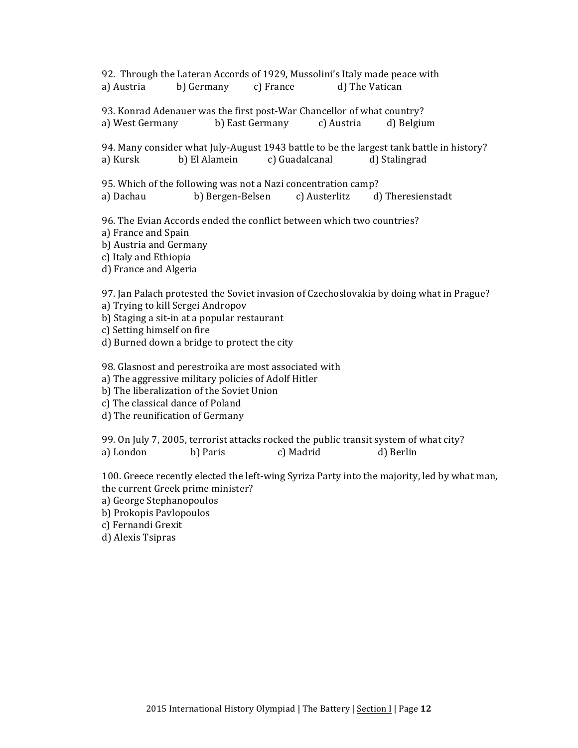92. Through the Lateran Accords of 1929, Mussolini's Italy made peace with
a) Austria b) Germany c) France d) The Vatican

93. Konrad Adenauer was the first post-War Chancellor of what country?
a) West Germany b) East Germany c) Austria d) Belgium

94. Many consider what July-August 1943 battle to be the largest tank battle in history?
a) Kursk b) El Alamein c) Guadalcanal d) Stalingrad

95. Which of the following was not a Nazi concentration camp?
a) Dachau b) Bergen-Belsen c) Austerlitz d) Theresienstadt

96. The Evian Accords ended the conflict between which two countries?
a) France and Spain
b) Austria and Germany
c) Italy and Ethiopia
d) France and Algeria

97. Jan Palach protested the Soviet invasion of Czechoslovakia by doing what in Prague?
a) Trying to kill Sergei Andropov
b) Staging a sit-in at a popular restaurant
c) Setting himself on fire
d) Burned down a bridge to protect the city

98. Glasnost and perestroika are most associated with
a) The aggressive military policies of Adolf Hitler
b) The liberalization of the Soviet Union
c) The classical dance of Poland
d) The reunification of Germany

99. On July 7, 2005, terrorist attacks rocked the public transit system of what city?
a) London b) Paris c) Madrid d) Berlin

100. Greece recently elected the left-wing Syriza Party into the majority, led by what man, the current Greek prime minister?
a) George Stephanopoulos
b) Prokopis Pavlopoulos
c) Fernandi Grexit
d) Alexis Tsipras